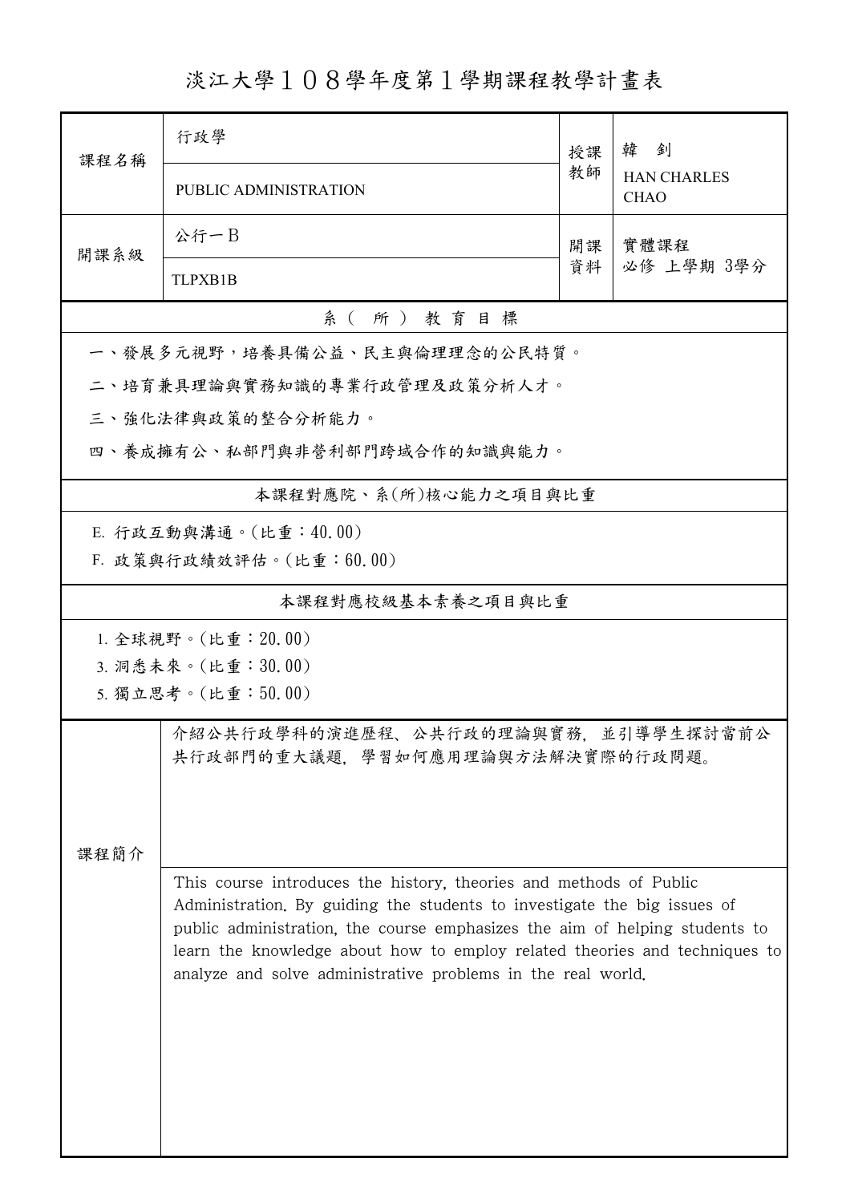# 淡江大學108學年度第1學期課程教學計畫表

| 課程名稱 | 行政學 | 授課教師 | 韓　釗 |
|---|---|---|---|
| | PUBLIC ADMINISTRATION | | HAN CHARLES CHAO |
| 開課系級 | 公行一B | 開課資料 | 實體課程 必修 上學期 3學分 |
| | TLPXB1B | | |

## 系（所）教育目標

一、發展多元視野，培養具備公益、民主與倫理理念的公民特質。

二、培育兼具理論與實務知識的專業行政管理及政策分析人才。

三、強化法律與政策的整合分析能力。

四、養成擁有公、私部門與非營利部門跨域合作的知識與能力。

## 本課程對應院、系(所)核心能力之項目與比重

E. 行政互動與溝通。(比重：40.00)

F. 政策與行政績效評估。(比重：60.00)

## 本課程對應校級基本素養之項目與比重

1. 全球視野。(比重：20.00)
3. 洞悉未來。(比重：30.00)
5. 獨立思考。(比重：50.00)

## 課程簡介

介紹公共行政學科的演進歷程、公共行政的理論與實務，並引導學生探討當前公共行政部門的重大議題，學習如何應用理論與方法解決實際的行政問題。

This course introduces the history, theories and methods of Public Administration. By guiding the students to investigate the big issues of public administration, the course emphasizes the aim of helping students to learn the knowledge about how to employ related theories and techniques to analyze and solve administrative problems in the real world.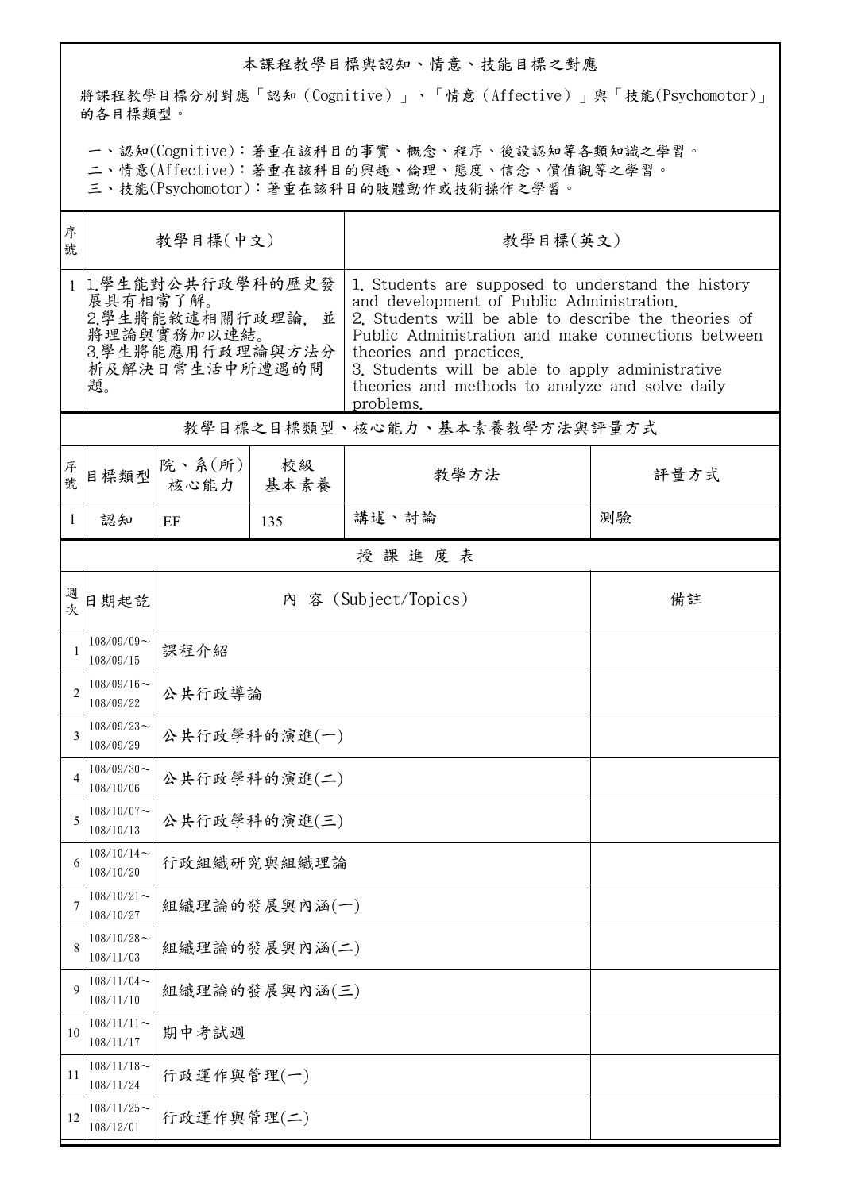## 本課程教學目標與認知、情意、技能目標之對應

將課程教學目標分別對應「認知（Cognitive）」、「情意（Affective）」與「技能(Psychomotor)」的各目標類型。

一、認知(Cognitive)：著重在該科目的事實、概念、程序、後設認知等各類知識之學習。
二、情意(Affective)：著重在該科目的興趣、倫理、態度、信念、價值觀等之學習。
三、技能(Psychomotor)：著重在該科目的肢體動作或技術操作之學習。

| 序號 | 教學目標(中文) | 教學目標(英文) |
|---|---|---|
| 1 | 1.學生能對公共行政學科的歷史發展具有相當了解。<br>2.學生將能敘述相關行政理論, 並將理論與實務加以連結。<br>3.學生將能應用行政理論與方法分析及解決日常生活中所遭遇的問題。 | 1. Students are supposed to understand the history and development of Public Administration.<br>2. Students will be able to describe the theories of Public Administration and make connections between theories and practices.<br>3. Students will be able to apply administrative theories and methods to analyze and solve daily problems. |

## 教學目標之目標類型、核心能力、基本素養教學方法與評量方式

| 序號 | 目標類型 | 院、系(所)核心能力 | 校級基本素養 | 教學方法 | 評量方式 |
|---|---|---|---|---|---|
| 1 | 認知 | EF | 135 | 講述、討論 | 測驗 |

## 授 課 進 度 表

| 週次 | 日期起訖 | 內 容 (Subject/Topics) | 備註 |
|---|---|---|---|
| 1 | 108/09/09～108/09/15 | 課程介紹 | |
| 2 | 108/09/16～108/09/22 | 公共行政導論 | |
| 3 | 108/09/23～108/09/29 | 公共行政學科的演進(一) | |
| 4 | 108/09/30～108/10/06 | 公共行政學科的演進(二) | |
| 5 | 108/10/07～108/10/13 | 公共行政學科的演進(三) | |
| 6 | 108/10/14～108/10/20 | 行政組織研究與組織理論 | |
| 7 | 108/10/21～108/10/27 | 組織理論的發展與內涵(一) | |
| 8 | 108/10/28～108/11/03 | 組織理論的發展與內涵(二) | |
| 9 | 108/11/04～108/11/10 | 組織理論的發展與內涵(三) | |
| 10 | 108/11/11～108/11/17 | 期中考試週 | |
| 11 | 108/11/18～108/11/24 | 行政運作與管理(一) | |
| 12 | 108/11/25～108/12/01 | 行政運作與管理(二) | |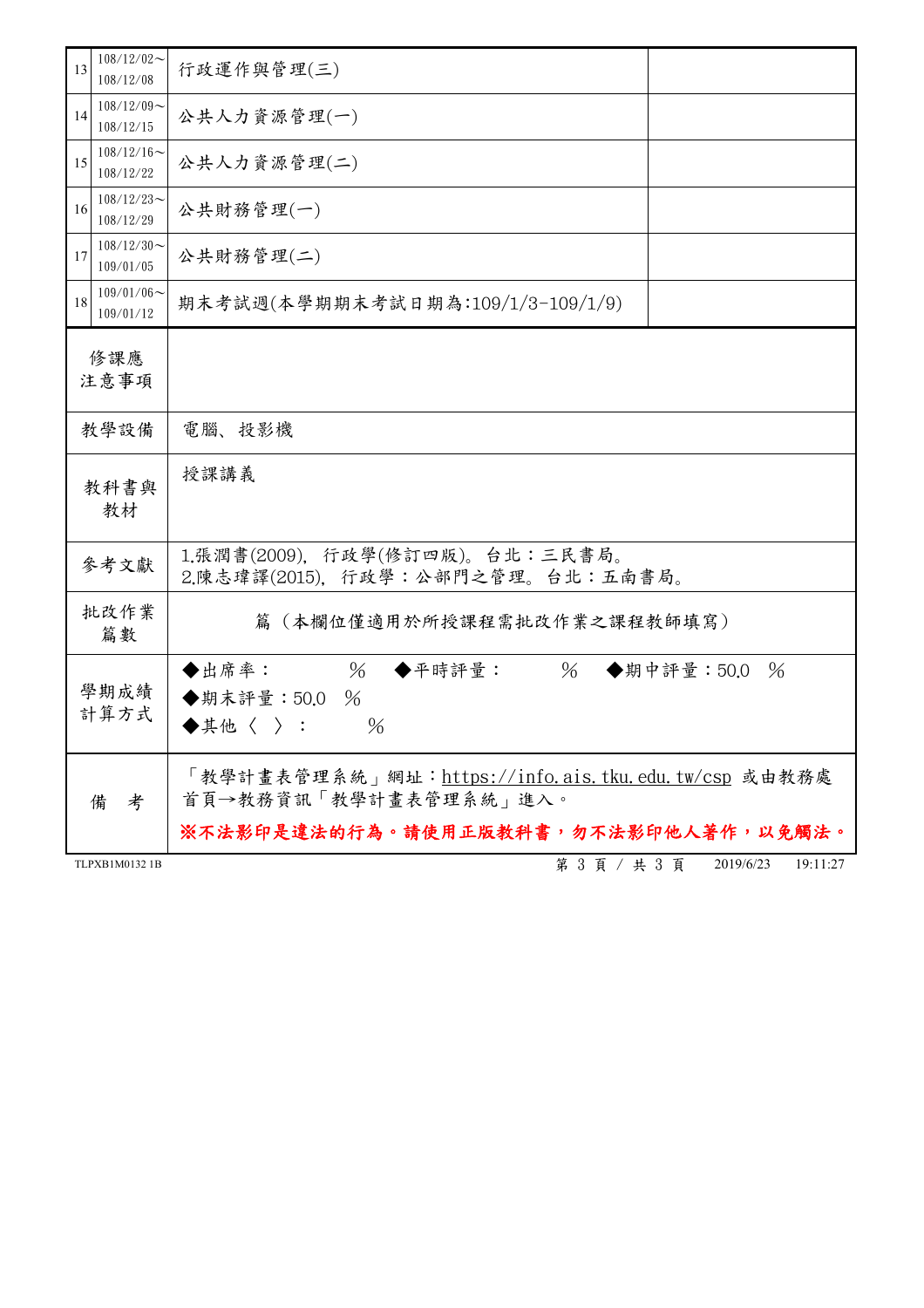| | | | |
|---|---|---|---|
| 13 | 108/12/02～108/12/08 | 行政運作與管理(三) | |
| 14 | 108/12/09～108/12/15 | 公共人力資源管理(一) | |
| 15 | 108/12/16～108/12/22 | 公共人力資源管理(二) | |
| 16 | 108/12/23～108/12/29 | 公共財務管理(一) | |
| 17 | 108/12/30～109/01/05 | 公共財務管理(二) | |
| 18 | 109/01/06～109/01/12 | 期末考試週(本學期期末考試日期為:109/1/3-109/1/9) | |

| | |
|---|---|
| 修課應注意事項 | |
| 教學設備 | 電腦、投影機 |
| 教科書與教材 | 授課講義 |
| 參考文獻 | 1.張潤書(2009). 行政學(修訂四版)。台北：三民書局。<br>2.陳志瑋譯(2015). 行政學：公部門之管理。台北：五南書局。 |
| 批改作業篇數 | 篇（本欄位僅適用於所授課程需批改作業之課程教師填寫） |
| 學期成績計算方式 | ◆出席率： ％ ◆平時評量： ％ ◆期中評量：50.0 ％<br>◆期末評量：50.0 ％<br>◆其他〈 〉： ％ |
| 備考 | 「教學計畫表管理系統」網址：https://info.ais.tku.edu.tw/csp 或由教務處首頁→教務資訊「教學計畫表管理系統」進入。<br>**※不法影印是違法的行為。請使用正版教科書，勿不法影印他人著作，以免觸法。** |

TLPXB1M0132 1B 2019/6/23 19:11:27